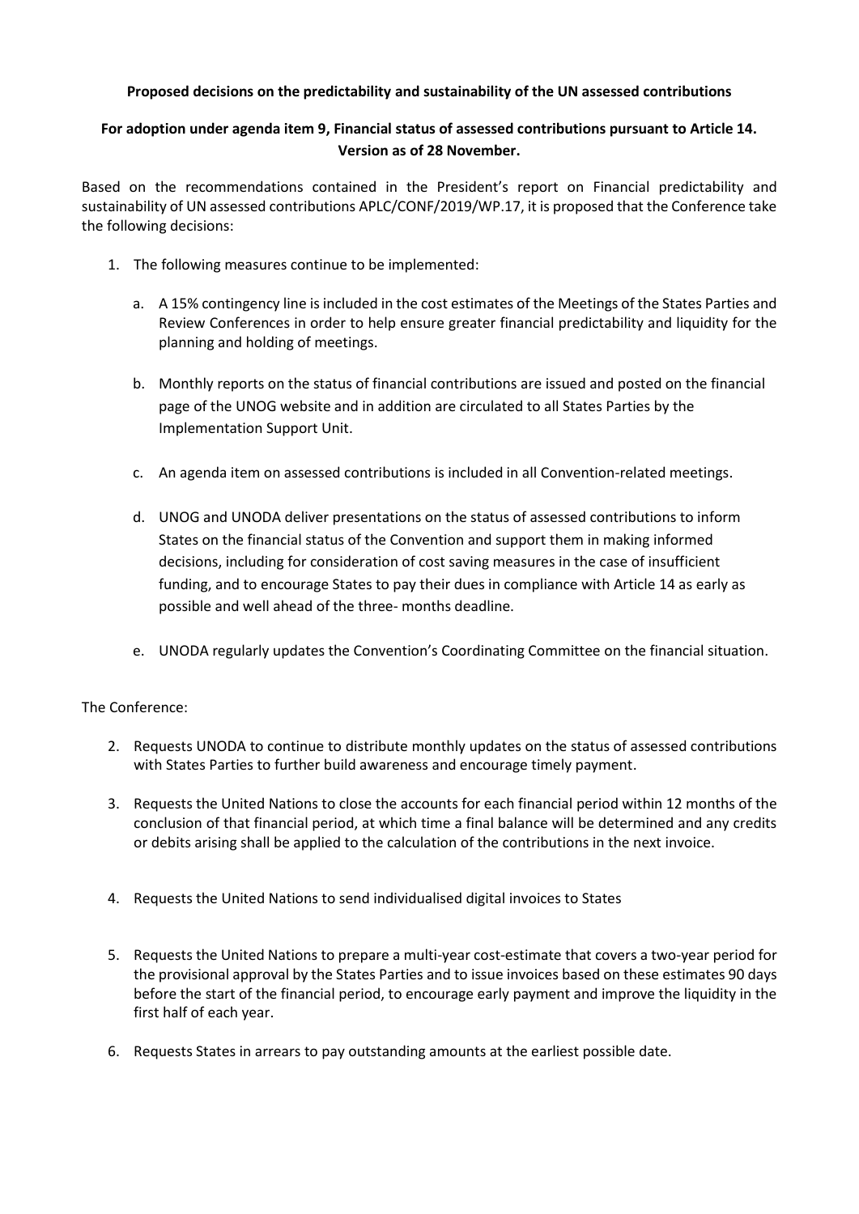**Proposed decisions on the predictability and sustainability of the UN assessed contributions**

**For adoption under agenda item 9, Financial status of assessed contributions pursuant to Article 14. Version as of 28 November.**

Based on the recommendations contained in the President's report on Financial predictability and sustainability of UN assessed contributions APLC/CONF/2019/WP.17, it is proposed that the Conference take the following decisions:

1. The following measures continue to be implemented:

   a. A 15% contingency line is included in the cost estimates of the Meetings of the States Parties and Review Conferences in order to help ensure greater financial predictability and liquidity for the planning and holding of meetings.

   b. Monthly reports on the status of financial contributions are issued and posted on the financial page of the UNOG website and in addition are circulated to all States Parties by the Implementation Support Unit.

   c. An agenda item on assessed contributions is included in all Convention-related meetings.

   d. UNOG and UNODA deliver presentations on the status of assessed contributions to inform States on the financial status of the Convention and support them in making informed decisions, including for consideration of cost saving measures in the case of insufficient funding, and to encourage States to pay their dues in compliance with Article 14 as early as possible and well ahead of the three- months deadline.

   e. UNODA regularly updates the Convention's Coordinating Committee on the financial situation.

The Conference:

2. Requests UNODA to continue to distribute monthly updates on the status of assessed contributions with States Parties to further build awareness and encourage timely payment.

3. Requests the United Nations to close the accounts for each financial period within 12 months of the conclusion of that financial period, at which time a final balance will be determined and any credits or debits arising shall be applied to the calculation of the contributions in the next invoice.

4. Requests the United Nations to send individualised digital invoices to States

5. Requests the United Nations to prepare a multi-year cost-estimate that covers a two-year period for the provisional approval by the States Parties and to issue invoices based on these estimates 90 days before the start of the financial period, to encourage early payment and improve the liquidity in the first half of each year.

6. Requests States in arrears to pay outstanding amounts at the earliest possible date.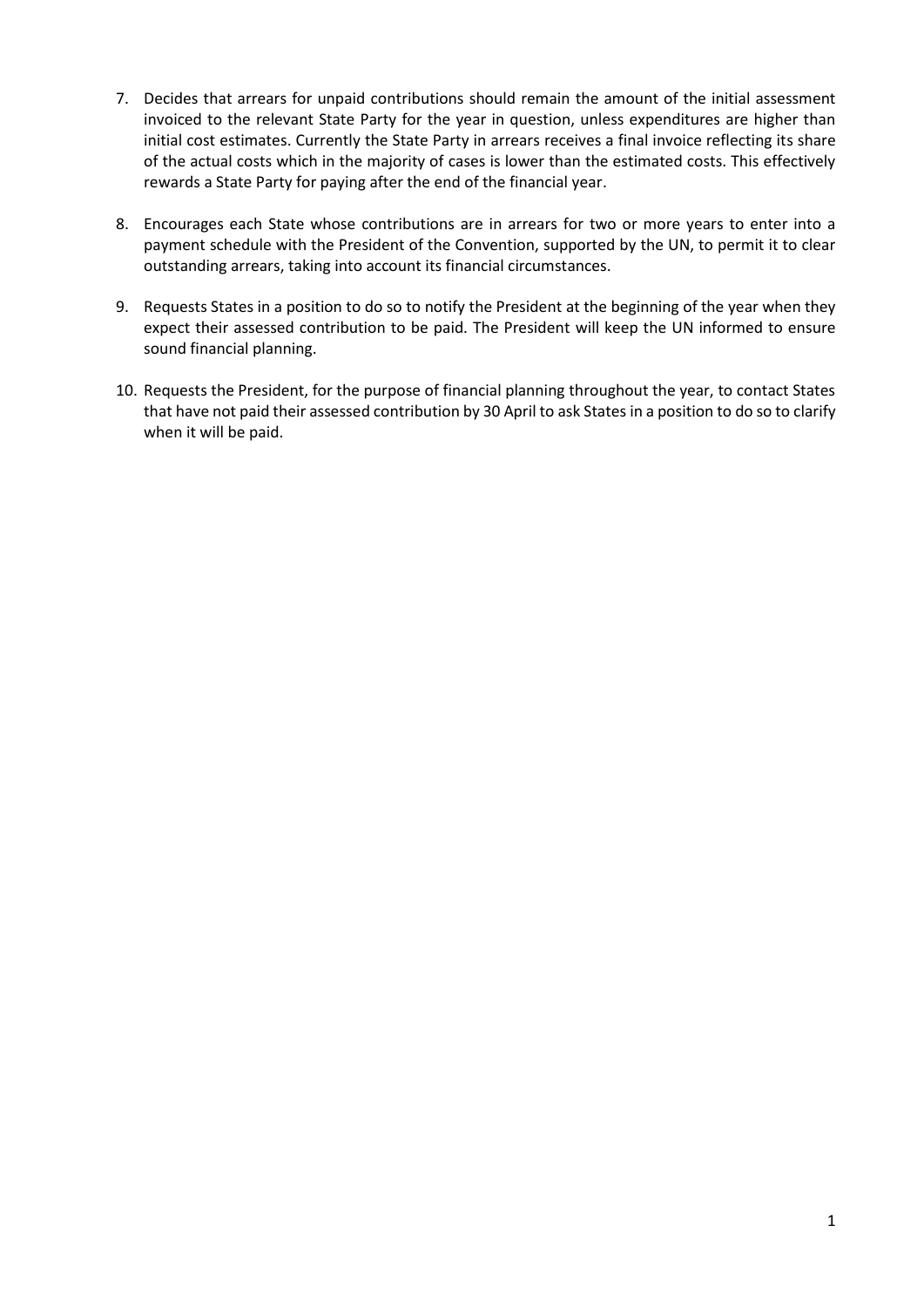7. Decides that arrears for unpaid contributions should remain the amount of the initial assessment invoiced to the relevant State Party for the year in question, unless expenditures are higher than initial cost estimates. Currently the State Party in arrears receives a final invoice reflecting its share of the actual costs which in the majority of cases is lower than the estimated costs. This effectively rewards a State Party for paying after the end of the financial year.

8. Encourages each State whose contributions are in arrears for two or more years to enter into a payment schedule with the President of the Convention, supported by the UN, to permit it to clear outstanding arrears, taking into account its financial circumstances.

9. Requests States in a position to do so to notify the President at the beginning of the year when they expect their assessed contribution to be paid. The President will keep the UN informed to ensure sound financial planning.

10. Requests the President, for the purpose of financial planning throughout the year, to contact States that have not paid their assessed contribution by 30 April to ask States in a position to do so to clarify when it will be paid.